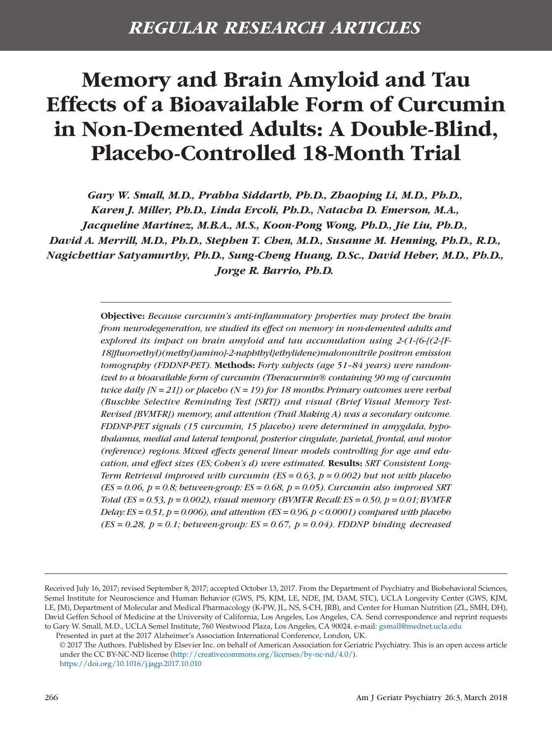REGULAR RESEARCH ARTICLES

# Memory and Brain Amyloid and Tau Effects of a Bioavailable Form of Curcumin in Non-Demented Adults: A Double-Blind, Placebo-Controlled 18-Month Trial

*Gary W. Small, M.D., Prabha Siddarth, Ph.D., Zhaoping Li, M.D., Ph.D., Karen J. Miller, Ph.D., Linda Ercoli, Ph.D., Natacha D. Emerson, M.A., Jacqueline Martinez, M.B.A., M.S., Koon-Pong Wong, Ph.D., Jie Liu, Ph.D., David A. Merrill, M.D., Ph.D., Stephen T. Chen, M.D., Susanne M. Henning, Ph.D., R.D., Nagichettiar Satyamurthy, Ph.D., Sung-Cheng Huang, D.Sc., David Heber, M.D., Ph.D., Jorge R. Barrio, Ph.D.*

**Objective:** *Because curcumin's anti-inflammatory properties may protect the brain from neurodegeneration, we studied its effect on memory in non-demented adults and explored its impact on brain amyloid and tau accumulation using 2-(1-{6-[(2-[F-18]fluoroethyl)(methyl)amino]-2-naphthyl}ethylidene)malononitrile positron emission tomography (FDDNP-PET).* **Methods:** *Forty subjects (age 51–84 years) were randomized to a bioavailable form of curcumin (Theracurmin® containing 90 mg of curcumin twice daily [N = 21]) or placebo (N = 19) for 18 months. Primary outcomes were verbal (Buschke Selective Reminding Test [SRT]) and visual (Brief Visual Memory Test-Revised [BVMT-R]) memory, and attention (Trail Making A) was a secondary outcome. FDDNP-PET signals (15 curcumin, 15 placebo) were determined in amygdala, hypothalamus, medial and lateral temporal, posterior cingulate, parietal, frontal, and motor (reference) regions. Mixed effects general linear models controlling for age and education, and effect sizes (ES; Cohen's d) were estimated.* **Results:** *SRT Consistent Long-Term Retrieval improved with curcumin (ES = 0.63, p = 0.002) but not with placebo (ES = 0.06, p = 0.8; between-group: ES = 0.68, p = 0.05). Curcumin also improved SRT Total (ES = 0.53, p = 0.002), visual memory (BVMT-R Recall: ES = 0.50, p = 0.01; BVMT-R Delay: ES = 0.51, p = 0.006), and attention (ES = 0.96, p < 0.0001) compared with placebo (ES = 0.28, p = 0.1; between-group: ES = 0.67, p = 0.04). FDDNP binding decreased*

---

Received July 16, 2017; revised September 8, 2017; accepted October 13, 2017. From the Department of Psychiatry and Biobehavioral Sciences, Semel Institute for Neuroscience and Human Behavior (GWS, PS, KJM, LE, NDE, JM, DAM, STC), UCLA Longevity Center (GWS, KJM, LE, JM), Department of Molecular and Medical Pharmacology (K-PW, JL, NS, S-CH, JRB), and Center for Human Nutrition (ZL, SMH, DH), David Geffen School of Medicine at the University of California, Los Angeles, Los Angeles, CA. Send correspondence and reprint requests to Gary W. Small, M.D., UCLA Semel Institute, 760 Westwood Plaza, Los Angeles, CA 90024. e-mail: gsmall@mednet.ucla.edu

Presented in part at the 2017 Alzheimer's Association International Conference, London, UK.

© 2017 The Authors. Published by Elsevier Inc. on behalf of American Association for Geriatric Psychiatry. This is an open access article under the CC BY-NC-ND license (http://creativecommons.org/licenses/by-nc-nd/4.0/).
https://doi.org/10.1016/j.jagp.2017.10.010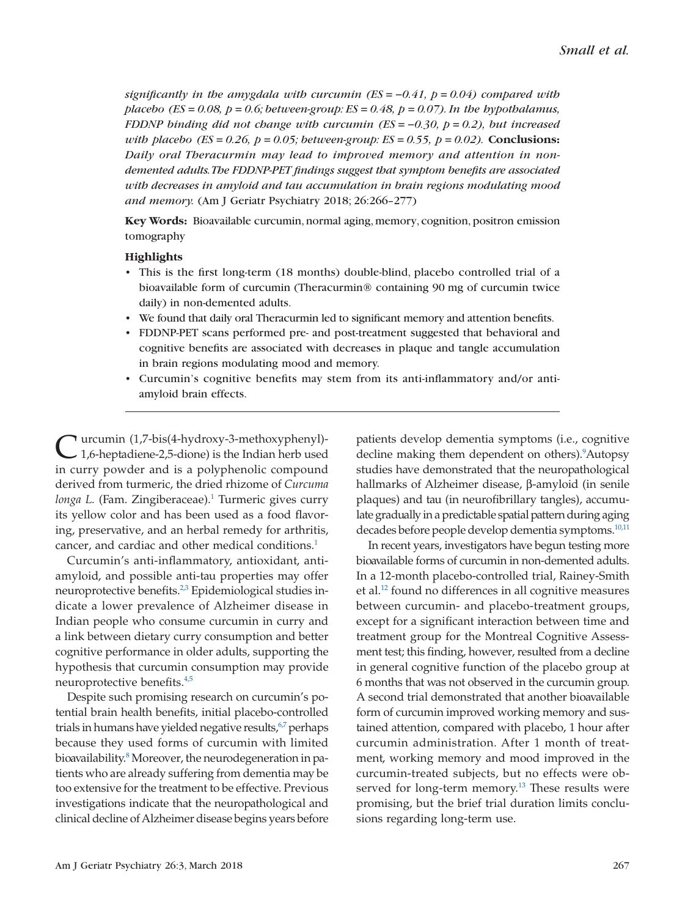*significantly in the amygdala with curcumin (ES = −0.41, p = 0.04) compared with placebo (ES = 0.08, p = 0.6; between-group: ES = 0.48, p = 0.07). In the hypothalamus, FDDNP binding did not change with curcumin (ES = −0.30, p = 0.2), but increased with placebo (ES = 0.26, p = 0.05; between-group: ES = 0.55, p = 0.02).* **Conclusions:** *Daily oral Theracurmin may lead to improved memory and attention in non-demented adults. The FDDNP-PET findings suggest that symptom benefits are associated with decreases in amyloid and tau accumulation in brain regions modulating mood and memory.* (Am J Geriatr Psychiatry 2018; 26:266–277)

**Key Words:** Bioavailable curcumin, normal aging, memory, cognition, positron emission tomography

**Highlights**

- This is the first long-term (18 months) double-blind, placebo controlled trial of a bioavailable form of curcumin (Theracurmin® containing 90 mg of curcumin twice daily) in non-demented adults.
- We found that daily oral Theracurmin led to significant memory and attention benefits.
- FDDNP-PET scans performed pre- and post-treatment suggested that behavioral and cognitive benefits are associated with decreases in plaque and tangle accumulation in brain regions modulating mood and memory.
- Curcumin's cognitive benefits may stem from its anti-inflammatory and/or anti-amyloid brain effects.

---

Curcumin (1,7-bis(4-hydroxy-3-methoxyphenyl)-1,6-heptadiene-2,5-dione) is the Indian herb used in curry powder and is a polyphenolic compound derived from turmeric, the dried rhizome of *Curcuma longa L.* (Fam. Zingiberaceae).[1] Turmeric gives curry its yellow color and has been used as a food flavoring, preservative, and an herbal remedy for arthritis, cancer, and cardiac and other medical conditions.[1]

Curcumin's anti-inflammatory, antioxidant, anti-amyloid, and possible anti-tau properties may offer neuroprotective benefits.[2,3] Epidemiological studies indicate a lower prevalence of Alzheimer disease in Indian people who consume curcumin in curry and a link between dietary curry consumption and better cognitive performance in older adults, supporting the hypothesis that curcumin consumption may provide neuroprotective benefits.[4,5]

Despite such promising research on curcumin's potential brain health benefits, initial placebo-controlled trials in humans have yielded negative results,[6,7] perhaps because they used forms of curcumin with limited bioavailability.[8] Moreover, the neurodegeneration in patients who are already suffering from dementia may be too extensive for the treatment to be effective. Previous investigations indicate that the neuropathological and clinical decline of Alzheimer disease begins years before patients develop dementia symptoms (i.e., cognitive decline making them dependent on others).[9] Autopsy studies have demonstrated that the neuropathological hallmarks of Alzheimer disease, β-amyloid (in senile plaques) and tau (in neurofibrillary tangles), accumulate gradually in a predictable spatial pattern during aging decades before people develop dementia symptoms.[10,11]

In recent years, investigators have begun testing more bioavailable forms of curcumin in non-demented adults. In a 12-month placebo-controlled trial, Rainey-Smith et al.[12] found no differences in all cognitive measures between curcumin- and placebo-treatment groups, except for a significant interaction between time and treatment group for the Montreal Cognitive Assessment test; this finding, however, resulted from a decline in general cognitive function of the placebo group at 6 months that was not observed in the curcumin group. A second trial demonstrated that another bioavailable form of curcumin improved working memory and sustained attention, compared with placebo, 1 hour after curcumin administration. After 1 month of treatment, working memory and mood improved in the curcumin-treated subjects, but no effects were observed for long-term memory.[13] These results were promising, but the brief trial duration limits conclusions regarding long-term use.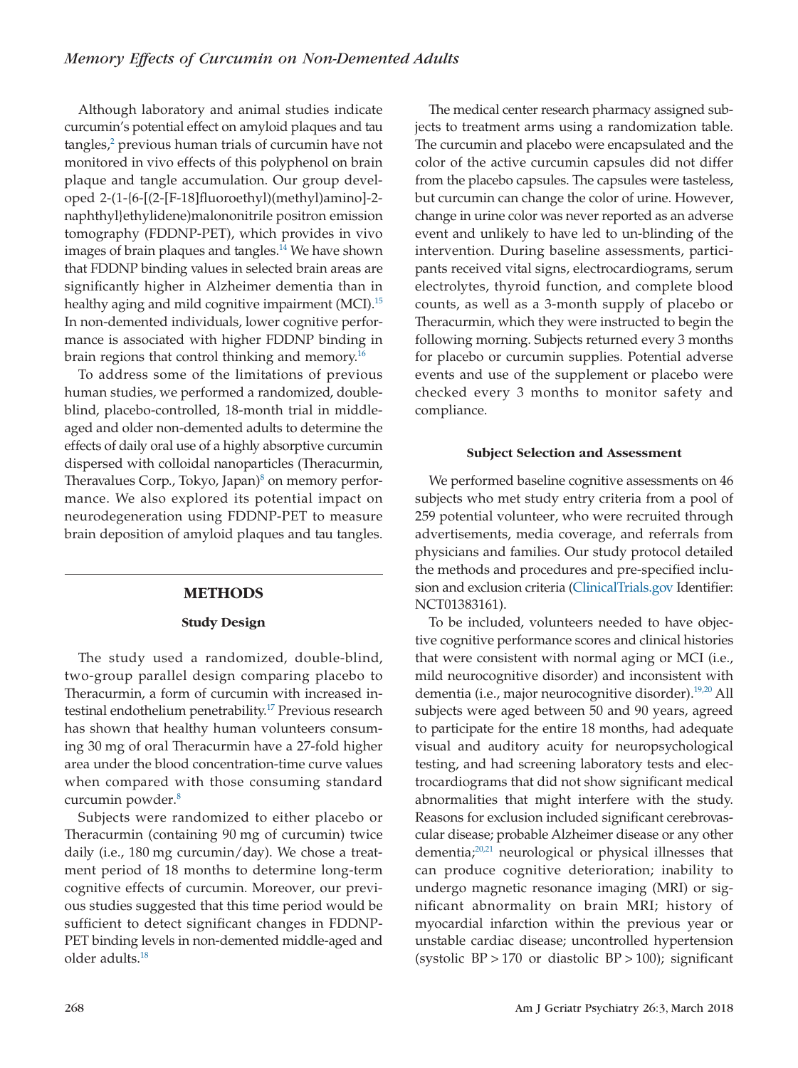Although laboratory and animal studies indicate curcumin's potential effect on amyloid plaques and tau tangles,[2] previous human trials of curcumin have not monitored in vivo effects of this polyphenol on brain plaque and tangle accumulation. Our group developed 2-(1-{6-[(2-[F-18]fluoroethyl)(methyl)amino]-2-naphthyl}ethylidene)malononitrile positron emission tomography (FDDNP-PET), which provides in vivo images of brain plaques and tangles.[14] We have shown that FDDNP binding values in selected brain areas are significantly higher in Alzheimer dementia than in healthy aging and mild cognitive impairment (MCI).[15] In non-demented individuals, lower cognitive performance is associated with higher FDDNP binding in brain regions that control thinking and memory.[16]

To address some of the limitations of previous human studies, we performed a randomized, double-blind, placebo-controlled, 18-month trial in middle-aged and older non-demented adults to determine the effects of daily oral use of a highly absorptive curcumin dispersed with colloidal nanoparticles (Theracurmin, Theravalues Corp., Tokyo, Japan)[8] on memory performance. We also explored its potential impact on neurodegeneration using FDDNP-PET to measure brain deposition of amyloid plaques and tau tangles.

## METHODS

### Study Design

The study used a randomized, double-blind, two-group parallel design comparing placebo to Theracurmin, a form of curcumin with increased intestinal endothelium penetrability.[17] Previous research has shown that healthy human volunteers consuming 30 mg of oral Theracurmin have a 27-fold higher area under the blood concentration-time curve values when compared with those consuming standard curcumin powder.[8]

Subjects were randomized to either placebo or Theracurmin (containing 90 mg of curcumin) twice daily (i.e., 180 mg curcumin/day). We chose a treatment period of 18 months to determine long-term cognitive effects of curcumin. Moreover, our previous studies suggested that this time period would be sufficient to detect significant changes in FDDNP-PET binding levels in non-demented middle-aged and older adults.[18]

The medical center research pharmacy assigned subjects to treatment arms using a randomization table. The curcumin and placebo were encapsulated and the color of the active curcumin capsules did not differ from the placebo capsules. The capsules were tasteless, but curcumin can change the color of urine. However, change in urine color was never reported as an adverse event and unlikely to have led to un-blinding of the intervention. During baseline assessments, participants received vital signs, electrocardiograms, serum electrolytes, thyroid function, and complete blood counts, as well as a 3-month supply of placebo or Theracurmin, which they were instructed to begin the following morning. Subjects returned every 3 months for placebo or curcumin supplies. Potential adverse events and use of the supplement or placebo were checked every 3 months to monitor safety and compliance.

### Subject Selection and Assessment

We performed baseline cognitive assessments on 46 subjects who met study entry criteria from a pool of 259 potential volunteer, who were recruited through advertisements, media coverage, and referrals from physicians and families. Our study protocol detailed the methods and procedures and pre-specified inclusion and exclusion criteria (ClinicalTrials.gov Identifier: NCT01383161).

To be included, volunteers needed to have objective cognitive performance scores and clinical histories that were consistent with normal aging or MCI (i.e., mild neurocognitive disorder) and inconsistent with dementia (i.e., major neurocognitive disorder).[19,20] All subjects were aged between 50 and 90 years, agreed to participate for the entire 18 months, had adequate visual and auditory acuity for neuropsychological testing, and had screening laboratory tests and electrocardiograms that did not show significant medical abnormalities that might interfere with the study. Reasons for exclusion included significant cerebrovascular disease; probable Alzheimer disease or any other dementia;[20,21] neurological or physical illnesses that can produce cognitive deterioration; inability to undergo magnetic resonance imaging (MRI) or significant abnormality on brain MRI; history of myocardial infarction within the previous year or unstable cardiac disease; uncontrolled hypertension (systolic BP > 170 or diastolic BP > 100); significant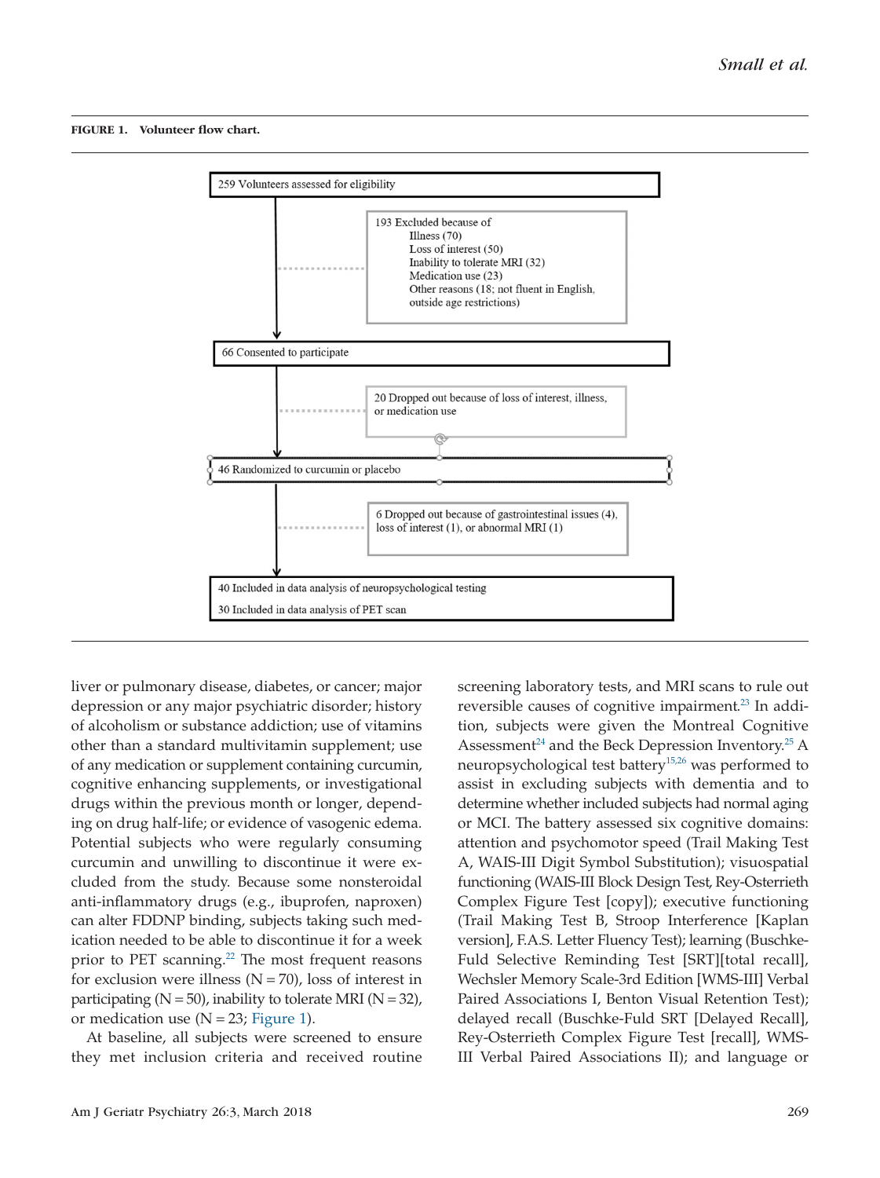**FIGURE 1. Volunteer flow chart.**

259 Volunteers assessed for eligibility

193 Excluded because of
- Illness (70)
- Loss of interest (50)
- Inability to tolerate MRI (32)
- Medication use (23)
- Other reasons (18; not fluent in English, outside age restrictions)

66 Consented to participate

20 Dropped out because of loss of interest, illness, or medication use

46 Randomized to curcumin or placebo

6 Dropped out because of gastrointestinal issues (4), loss of interest (1), or abnormal MRI (1)

40 Included in data analysis of neuropsychological testing

30 Included in data analysis of PET scan

liver or pulmonary disease, diabetes, or cancer; major depression or any major psychiatric disorder; history of alcoholism or substance addiction; use of vitamins other than a standard multivitamin supplement; use of any medication or supplement containing curcumin, cognitive enhancing supplements, or investigational drugs within the previous month or longer, depending on drug half-life; or evidence of vasogenic edema. Potential subjects who were regularly consuming curcumin and unwilling to discontinue it were excluded from the study. Because some nonsteroidal anti-inflammatory drugs (e.g., ibuprofen, naproxen) can alter FDDNP binding, subjects taking such medication needed to be able to discontinue it for a week prior to PET scanning.[22] The most frequent reasons for exclusion were illness (N = 70), loss of interest in participating (N = 50), inability to tolerate MRI (N = 32), or medication use (N = 23; Figure 1).

At baseline, all subjects were screened to ensure they met inclusion criteria and received routine screening laboratory tests, and MRI scans to rule out reversible causes of cognitive impairment.[23] In addition, subjects were given the Montreal Cognitive Assessment[24] and the Beck Depression Inventory.[25] A neuropsychological test battery[15,26] was performed to assist in excluding subjects with dementia and to determine whether included subjects had normal aging or MCI. The battery assessed six cognitive domains: attention and psychomotor speed (Trail Making Test A, WAIS-III Digit Symbol Substitution); visuospatial functioning (WAIS-III Block Design Test, Rey-Osterrieth Complex Figure Test [copy]); executive functioning (Trail Making Test B, Stroop Interference [Kaplan version], F.A.S. Letter Fluency Test); learning (Buschke-Fuld Selective Reminding Test [SRT][total recall], Wechsler Memory Scale-3rd Edition [WMS-III] Verbal Paired Associations I, Benton Visual Retention Test); delayed recall (Buschke-Fuld SRT [Delayed Recall], Rey-Osterrieth Complex Figure Test [recall], WMS-III Verbal Paired Associations II); and language or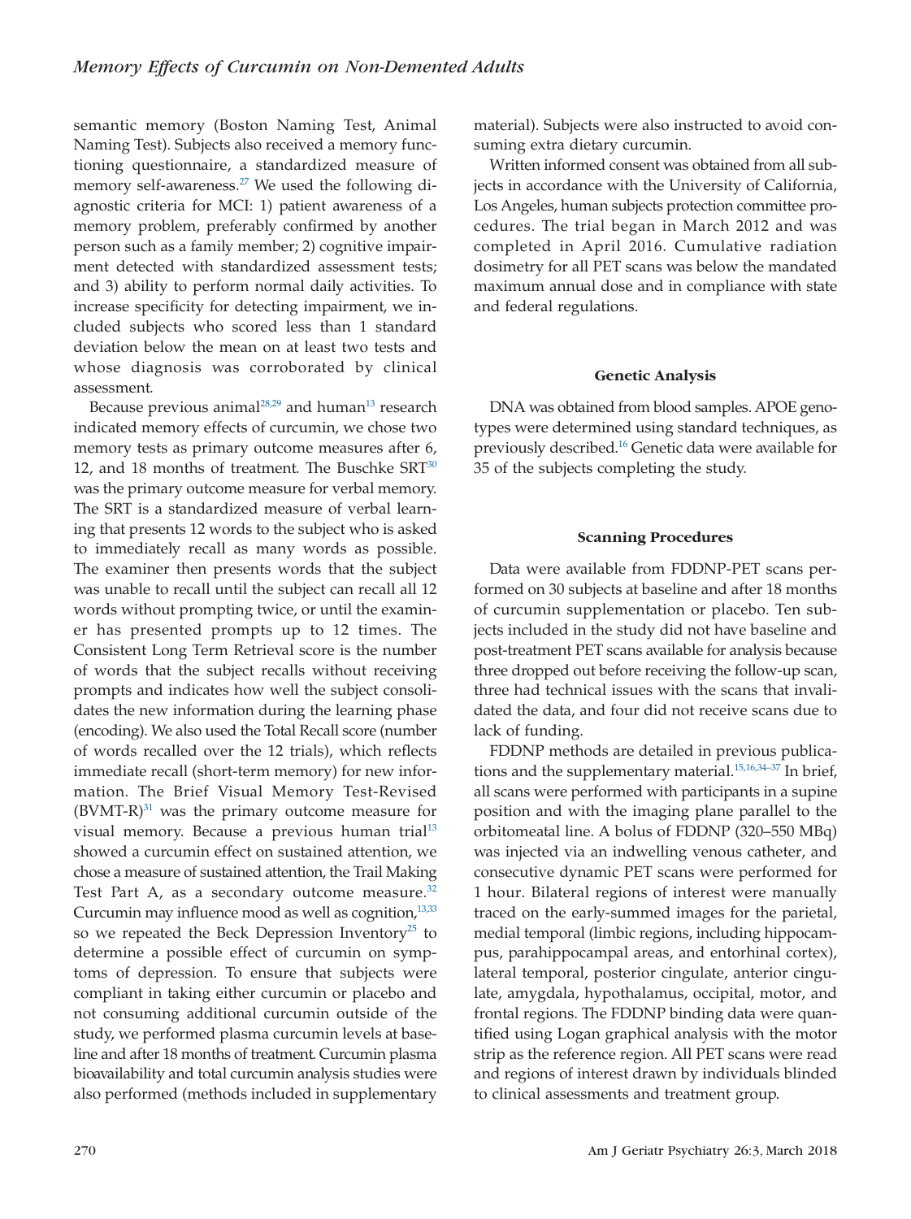semantic memory (Boston Naming Test, Animal Naming Test). Subjects also received a memory functioning questionnaire, a standardized measure of memory self-awareness.[27] We used the following diagnostic criteria for MCI: 1) patient awareness of a memory problem, preferably confirmed by another person such as a family member; 2) cognitive impairment detected with standardized assessment tests; and 3) ability to perform normal daily activities. To increase specificity for detecting impairment, we included subjects who scored less than 1 standard deviation below the mean on at least two tests and whose diagnosis was corroborated by clinical assessment.

Because previous animal[28,29] and human[13] research indicated memory effects of curcumin, we chose two memory tests as primary outcome measures after 6, 12, and 18 months of treatment. The Buschke SRT[30] was the primary outcome measure for verbal memory. The SRT is a standardized measure of verbal learning that presents 12 words to the subject who is asked to immediately recall as many words as possible. The examiner then presents words that the subject was unable to recall until the subject can recall all 12 words without prompting twice, or until the examiner has presented prompts up to 12 times. The Consistent Long Term Retrieval score is the number of words that the subject recalls without receiving prompts and indicates how well the subject consolidates the new information during the learning phase (encoding). We also used the Total Recall score (number of words recalled over the 12 trials), which reflects immediate recall (short-term memory) for new information. The Brief Visual Memory Test-Revised (BVMT-R)[31] was the primary outcome measure for visual memory. Because a previous human trial[13] showed a curcumin effect on sustained attention, we chose a measure of sustained attention, the Trail Making Test Part A, as a secondary outcome measure.[32] Curcumin may influence mood as well as cognition,[13,33] so we repeated the Beck Depression Inventory[25] to determine a possible effect of curcumin on symptoms of depression. To ensure that subjects were compliant in taking either curcumin or placebo and not consuming additional curcumin outside of the study, we performed plasma curcumin levels at baseline and after 18 months of treatment. Curcumin plasma bioavailability and total curcumin analysis studies were also performed (methods included in supplementary material). Subjects were also instructed to avoid consuming extra dietary curcumin.

Written informed consent was obtained from all subjects in accordance with the University of California, Los Angeles, human subjects protection committee procedures. The trial began in March 2012 and was completed in April 2016. Cumulative radiation dosimetry for all PET scans was below the mandated maximum annual dose and in compliance with state and federal regulations.

## Genetic Analysis

DNA was obtained from blood samples. APOE genotypes were determined using standard techniques, as previously described.[16] Genetic data were available for 35 of the subjects completing the study.

## Scanning Procedures

Data were available from FDDNP-PET scans performed on 30 subjects at baseline and after 18 months of curcumin supplementation or placebo. Ten subjects included in the study did not have baseline and post-treatment PET scans available for analysis because three dropped out before receiving the follow-up scan, three had technical issues with the scans that invalidated the data, and four did not receive scans due to lack of funding.

FDDNP methods are detailed in previous publications and the supplementary material.[15,16,34–37] In brief, all scans were performed with participants in a supine position and with the imaging plane parallel to the orbitomeatal line. A bolus of FDDNP (320–550 MBq) was injected via an indwelling venous catheter, and consecutive dynamic PET scans were performed for 1 hour. Bilateral regions of interest were manually traced on the early-summed images for the parietal, medial temporal (limbic regions, including hippocampus, parahippocampal areas, and entorhinal cortex), lateral temporal, posterior cingulate, anterior cingulate, amygdala, hypothalamus, occipital, motor, and frontal regions. The FDDNP binding data were quantified using Logan graphical analysis with the motor strip as the reference region. All PET scans were read and regions of interest drawn by individuals blinded to clinical assessments and treatment group.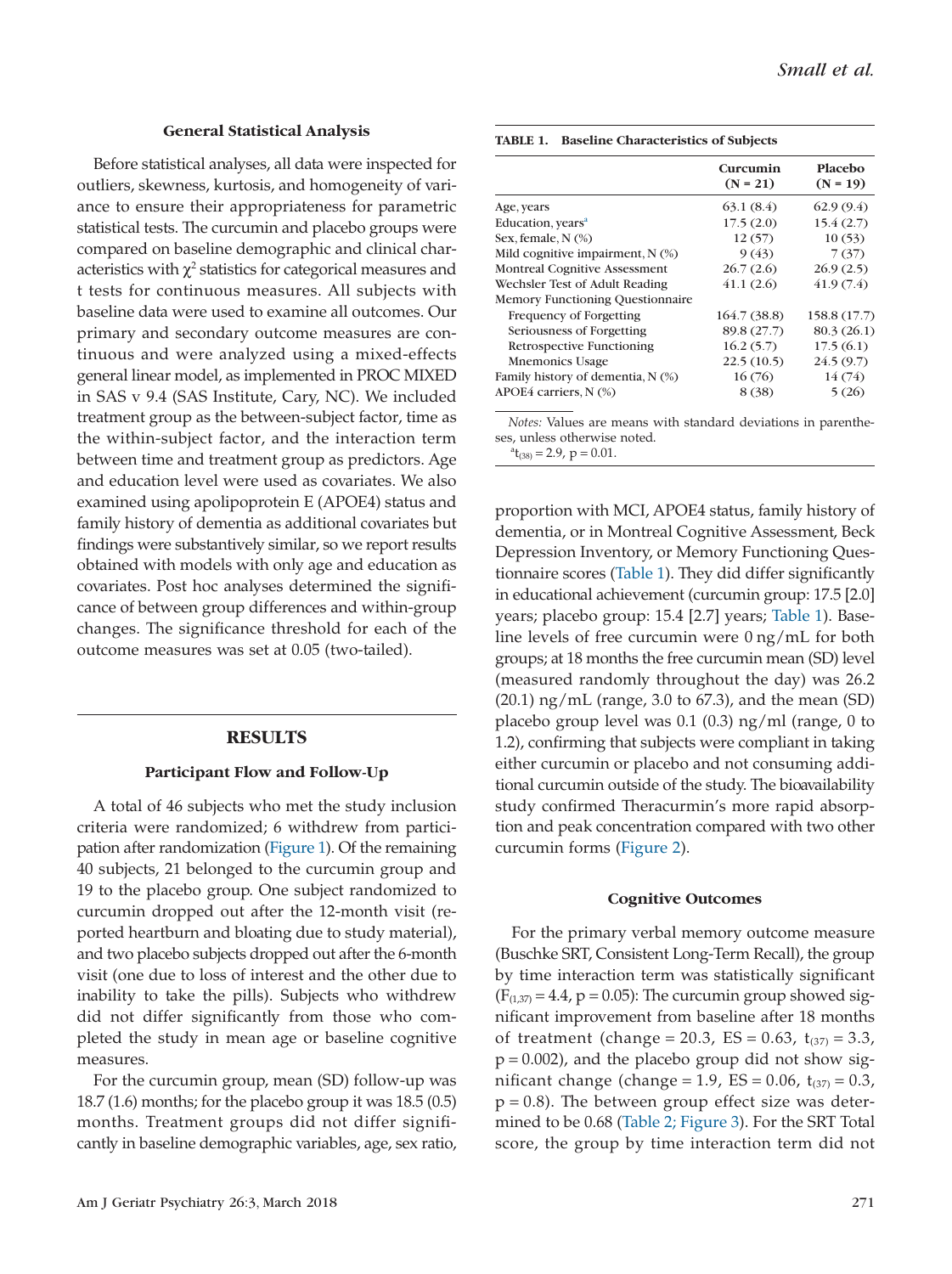### General Statistical Analysis

Before statistical analyses, all data were inspected for outliers, skewness, kurtosis, and homogeneity of variance to ensure their appropriateness for parametric statistical tests. The curcumin and placebo groups were compared on baseline demographic and clinical characteristics with $\chi^2$ statistics for categorical measures and t tests for continuous measures. All subjects with baseline data were used to examine all outcomes. Our primary and secondary outcome measures are continuous and were analyzed using a mixed-effects general linear model, as implemented in PROC MIXED in SAS v 9.4 (SAS Institute, Cary, NC). We included treatment group as the between-subject factor, time as the within-subject factor, and the interaction term between time and treatment group as predictors. Age and education level were used as covariates. We also examined using apolipoprotein E (APOE4) status and family history of dementia as additional covariates but findings were substantively similar, so we report results obtained with models with only age and education as covariates. Post hoc analyses determined the significance of between group differences and within-group changes. The significance threshold for each of the outcome measures was set at 0.05 (two-tailed).

## RESULTS

### Participant Flow and Follow-Up

A total of 46 subjects who met the study inclusion criteria were randomized; 6 withdrew from participation after randomization (Figure 1). Of the remaining 40 subjects, 21 belonged to the curcumin group and 19 to the placebo group. One subject randomized to curcumin dropped out after the 12-month visit (reported heartburn and bloating due to study material), and two placebo subjects dropped out after the 6-month visit (one due to loss of interest and the other due to inability to take the pills). Subjects who withdrew did not differ significantly from those who completed the study in mean age or baseline cognitive measures.

For the curcumin group, mean (SD) follow-up was 18.7 (1.6) months; for the placebo group it was 18.5 (0.5) months. Treatment groups did not differ significantly in baseline demographic variables, age, sex ratio, proportion with MCI, APOE4 status, family history of dementia, or in Montreal Cognitive Assessment, Beck Depression Inventory, or Memory Functioning Questionnaire scores (Table 1). They did differ significantly in educational achievement (curcumin group: 17.5 [2.0] years; placebo group: 15.4 [2.7] years; Table 1). Baseline levels of free curcumin were 0 ng/mL for both groups; at 18 months the free curcumin mean (SD) level (measured randomly throughout the day) was 26.2 (20.1) ng/mL (range, 3.0 to 67.3), and the mean (SD) placebo group level was 0.1 (0.3) ng/ml (range, 0 to 1.2), confirming that subjects were compliant in taking either curcumin or placebo and not consuming additional curcumin outside of the study. The bioavailability study confirmed Theracurmin's more rapid absorption and peak concentration compared with two other curcumin forms (Figure 2).

**TABLE 1. Baseline Characteristics of Subjects**

| | Curcumin (N = 21) | Placebo (N = 19) |
|---|---|---|
| Age, years | 63.1 (8.4) | 62.9 (9.4) |
| Education, years[a] | 17.5 (2.0) | 15.4 (2.7) |
| Sex, female, N (%) | 12 (57) | 10 (53) |
| Mild cognitive impairment, N (%) | 9 (43) | 7 (37) |
| Montreal Cognitive Assessment | 26.7 (2.6) | 26.9 (2.5) |
| Wechsler Test of Adult Reading | 41.1 (2.6) | 41.9 (7.4) |
| Memory Functioning Questionnaire | | |
| Frequency of Forgetting | 164.7 (38.8) | 158.8 (17.7) |
| Seriousness of Forgetting | 89.8 (27.7) | 80.3 (26.1) |
| Retrospective Functioning | 16.2 (5.7) | 17.5 (6.1) |
| Mnemonics Usage | 22.5 (10.5) | 24.5 (9.7) |
| Family history of dementia, N (%) | 16 (76) | 14 (74) |
| APOE4 carriers, N (%) | 8 (38) | 5 (26) |

*Notes:* Values are means with standard deviations in parentheses, unless otherwise noted.

[a] $t_{(38)} = 2.9$, $p = 0.01$.

### Cognitive Outcomes

For the primary verbal memory outcome measure (Buschke SRT, Consistent Long-Term Recall), the group by time interaction term was statistically significant ($F_{(1,37)} = 4.4$, $p = 0.05$): The curcumin group showed significant improvement from baseline after 18 months of treatment (change = 20.3, ES = 0.63, $t_{(37)} = 3.3$, $p = 0.002$), and the placebo group did not show significant change (change = 1.9, ES = 0.06, $t_{(37)} = 0.3$, $p = 0.8$). The between group effect size was determined to be 0.68 (Table 2; Figure 3). For the SRT Total score, the group by time interaction term did not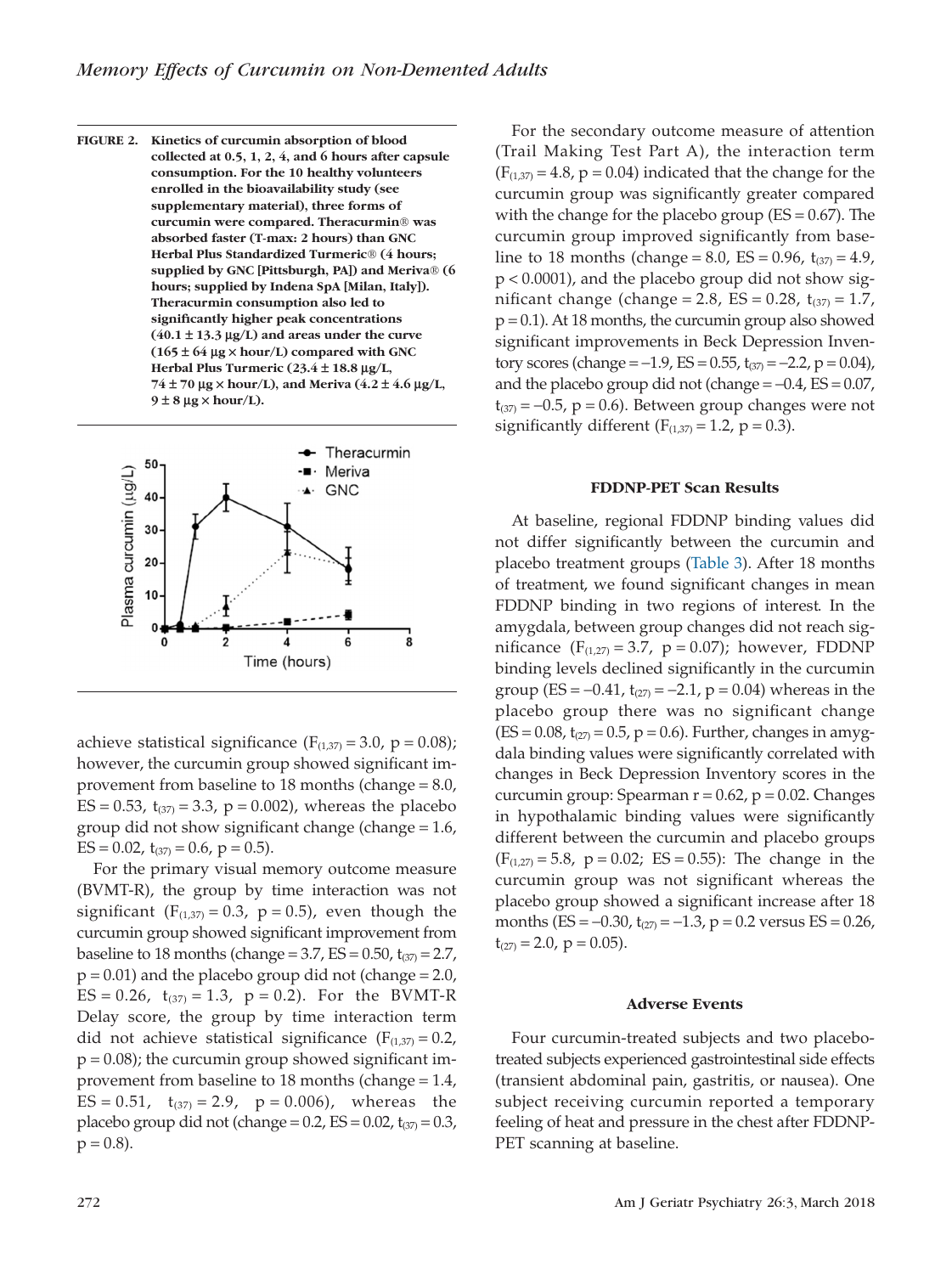**FIGURE 2. Kinetics of curcumin absorption of blood collected at 0.5, 1, 2, 4, and 6 hours after capsule consumption. For the 10 healthy volunteers enrolled in the bioavailability study (see supplementary material), three forms of curcumin were compared. Theracurmin® was absorbed faster (T-max: 2 hours) than GNC Herbal Plus Standardized Turmeric® (4 hours; supplied by GNC [Pittsburgh, PA]) and Meriva® (6 hours; supplied by Indena SpA [Milan, Italy]). Theracurmin consumption also led to significantly higher peak concentrations (40.1 ± 13.3 μg/L) and areas under the curve (165 ± 64 μg × hour/L) compared with GNC Herbal Plus Turmeric (23.4 ± 18.8 μg/L, 74 ± 70 μg × hour/L), and Meriva (4.2 ± 4.6 μg/L, 9 ± 8 μg × hour/L).**

achieve statistical significance ($F_{(1,37)} = 3.0$, $p = 0.08$); however, the curcumin group showed significant improvement from baseline to 18 months (change = 8.0, ES = 0.53, $t_{(37)} = 3.3$, $p = 0.002$), whereas the placebo group did not show significant change (change = 1.6, ES = 0.02, $t_{(37)} = 0.6$, $p = 0.5$).

For the primary visual memory outcome measure (BVMT-R), the group by time interaction was not significant ($F_{(1,37)} = 0.3$, $p = 0.5$), even though the curcumin group showed significant improvement from baseline to 18 months (change = 3.7, ES = 0.50, $t_{(37)} = 2.7$, $p = 0.01$) and the placebo group did not (change = 2.0, ES = 0.26, $t_{(37)} = 1.3$, $p = 0.2$). For the BVMT-R Delay score, the group by time interaction term did not achieve statistical significance ($F_{(1,37)} = 0.2$, $p = 0.08$); the curcumin group showed significant improvement from baseline to 18 months (change = 1.4, ES = 0.51, $t_{(37)} = 2.9$, $p = 0.006$), whereas the placebo group did not (change = 0.2, ES = 0.02, $t_{(37)} = 0.3$, $p = 0.8$).

For the secondary outcome measure of attention (Trail Making Test Part A), the interaction term ($F_{(1,37)} = 4.8$, $p = 0.04$) indicated that the change for the curcumin group was significantly greater compared with the change for the placebo group (ES = 0.67). The curcumin group improved significantly from baseline to 18 months (change = 8.0, ES = 0.96, $t_{(37)} = 4.9$, $p < 0.0001$), and the placebo group did not show significant change (change = 2.8, ES = 0.28, $t_{(37)} = 1.7$, $p = 0.1$). At 18 months, the curcumin group also showed significant improvements in Beck Depression Inventory scores (change = −1.9, ES = 0.55, $t_{(37)} = -2.2$, $p = 0.04$), and the placebo group did not (change = −0.4, ES = 0.07, $t_{(37)} = -0.5$, $p = 0.6$). Between group changes were not significantly different ($F_{(1,37)} = 1.2$, $p = 0.3$).

### FDDNP-PET Scan Results

At baseline, regional FDDNP binding values did not differ significantly between the curcumin and placebo treatment groups (Table 3). After 18 months of treatment, we found significant changes in mean FDDNP binding in two regions of interest. In the amygdala, between group changes did not reach significance ($F_{(1,27)} = 3.7$, $p = 0.07$); however, FDDNP binding levels declined significantly in the curcumin group (ES = −0.41, $t_{(27)} = -2.1$, $p = 0.04$) whereas in the placebo group there was no significant change (ES = 0.08, $t_{(27)} = 0.5$, $p = 0.6$). Further, changes in amygdala binding values were significantly correlated with changes in Beck Depression Inventory scores in the curcumin group: Spearman r = 0.62, $p = 0.02$. Changes in hypothalamic binding values were significantly different between the curcumin and placebo groups ($F_{(1,27)} = 5.8$, $p = 0.02$; ES = 0.55): The change in the curcumin group was not significant whereas the placebo group showed a significant increase after 18 months (ES = −0.30, $t_{(27)} = -1.3$, $p = 0.2$ versus ES = 0.26, $t_{(27)} = 2.0$, $p = 0.05$).

### Adverse Events

Four curcumin-treated subjects and two placebo-treated subjects experienced gastrointestinal side effects (transient abdominal pain, gastritis, or nausea). One subject receiving curcumin reported a temporary feeling of heat and pressure in the chest after FDDNP-PET scanning at baseline.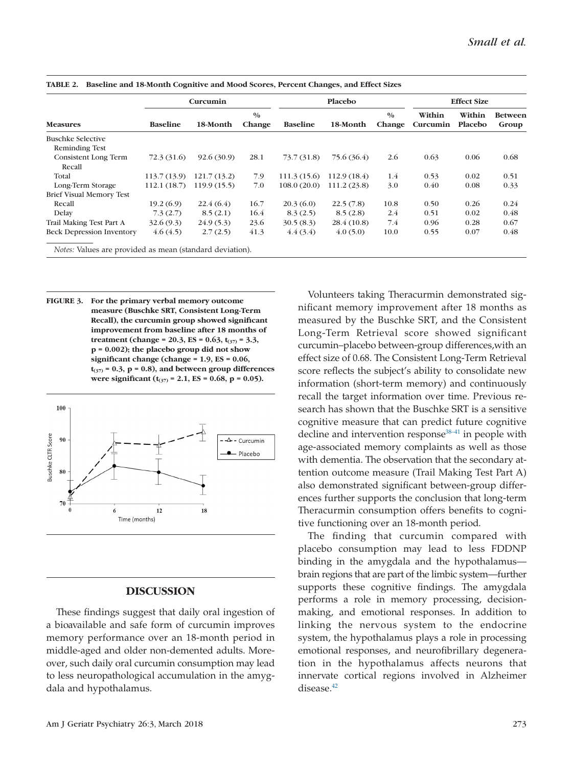**TABLE 2. Baseline and 18-Month Cognitive and Mood Scores, Percent Changes, and Effect Sizes**

| Measures | Curcumin | | | Placebo | | | Effect Size | | |
|---|---|---|---|---|---|---|---|---|---|
| | Baseline | 18-Month | % Change | Baseline | 18-Month | % Change | Within Curcumin | Within Placebo | Between Group |
| Buschke Selective Reminding Test | | | | | | | | | |
| Consistent Long Term Recall | 72.3 (31.6) | 92.6 (30.9) | 28.1 | 73.7 (31.8) | 75.6 (36.4) | 2.6 | 0.63 | 0.06 | 0.68 |
| Total | 113.7 (13.9) | 121.7 (13.2) | 7.9 | 111.3 (15.6) | 112.9 (18.4) | 1.4 | 0.53 | 0.02 | 0.51 |
| Long-Term Storage | 112.1 (18.7) | 119.9 (15.5) | 7.0 | 108.0 (20.0) | 111.2 (23.8) | 3.0 | 0.40 | 0.08 | 0.33 |
| Brief Visual Memory Test | | | | | | | | | |
| Recall | 19.2 (6.9) | 22.4 (6.4) | 16.7 | 20.3 (6.0) | 22.5 (7.8) | 10.8 | 0.50 | 0.26 | 0.24 |
| Delay | 7.3 (2.7) | 8.5 (2.1) | 16.4 | 8.3 (2.5) | 8.5 (2.8) | 2.4 | 0.51 | 0.02 | 0.48 |
| Trail Making Test Part A | 32.6 (9.3) | 24.9 (5.3) | 23.6 | 30.5 (8.3) | 28.4 (10.8) | 7.4 | 0.96 | 0.28 | 0.67 |
| Beck Depression Inventory | 4.6 (4.5) | 2.7 (2.5) | 41.3 | 4.4 (3.4) | 4.0 (5.0) | 10.0 | 0.55 | 0.07 | 0.48 |

*Notes:* Values are provided as mean (standard deviation).

**FIGURE 3. For the primary verbal memory outcome measure (Buschke SRT, Consistent Long-Term Recall), the curcumin group showed significant improvement from baseline after 18 months of treatment (change = 20.3, ES = 0.63, $t_{(37)} = 3.3$, $p = 0.002$); the placebo group did not show significant change (change = 1.9, ES = 0.06, $t_{(37)} = 0.3$, $p = 0.8$), and between group differences were significant ($t_{(37)} = 2.1$, ES = 0.68, $p = 0.05$).**

## DISCUSSION

These findings suggest that daily oral ingestion of a bioavailable and safe form of curcumin improves memory performance over an 18-month period in middle-aged and older non-demented adults. Moreover, such daily oral curcumin consumption may lead to less neuropathological accumulation in the amygdala and hypothalamus.

Volunteers taking Theracurmin demonstrated significant memory improvement after 18 months as measured by the Buschke SRT, and the Consistent Long-Term Retrieval score showed significant curcumin–placebo between-group differences,with an effect size of 0.68. The Consistent Long-Term Retrieval score reflects the subject's ability to consolidate new information (short-term memory) and continuously recall the target information over time. Previous research has shown that the Buschke SRT is a sensitive cognitive measure that can predict future cognitive decline and intervention response[38–41] in people with age-associated memory complaints as well as those with dementia. The observation that the secondary attention outcome measure (Trail Making Test Part A) also demonstrated significant between-group differences further supports the conclusion that long-term Theracurmin consumption offers benefits to cognitive functioning over an 18-month period.

The finding that curcumin compared with placebo consumption may lead to less FDDNP binding in the amygdala and the hypothalamus—brain regions that are part of the limbic system—further supports these cognitive findings. The amygdala performs a role in memory processing, decision-making, and emotional responses. In addition to linking the nervous system to the endocrine system, the hypothalamus plays a role in processing emotional responses, and neurofibrillary degeneration in the hypothalamus affects neurons that innervate cortical regions involved in Alzheimer disease.[42]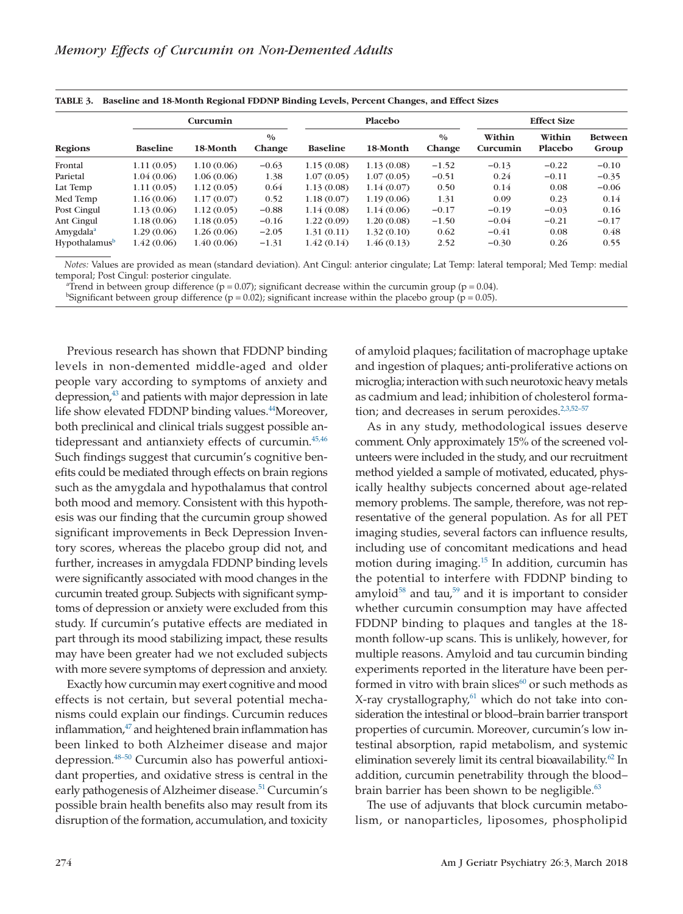**TABLE 3. Baseline and 18-Month Regional FDDNP Binding Levels, Percent Changes, and Effect Sizes**

| | Curcumin | | | Placebo | | | Effect Size | | |
|---|---|---|---|---|---|---|---|---|---|
| Regions | Baseline | 18-Month | % Change | Baseline | 18-Month | % Change | Within Curcumin | Within Placebo | Between Group |
| Frontal | 1.11 (0.05) | 1.10 (0.06) | −0.63 | 1.15 (0.08) | 1.13 (0.08) | −1.52 | −0.13 | −0.22 | −0.10 |
| Parietal | 1.04 (0.06) | 1.06 (0.06) | 1.38 | 1.07 (0.05) | 1.07 (0.05) | −0.51 | 0.24 | −0.11 | −0.35 |
| Lat Temp | 1.11 (0.05) | 1.12 (0.05) | 0.64 | 1.13 (0.08) | 1.14 (0.07) | 0.50 | 0.14 | 0.08 | −0.06 |
| Med Temp | 1.16 (0.06) | 1.17 (0.07) | 0.52 | 1.18 (0.07) | 1.19 (0.06) | 1.31 | 0.09 | 0.23 | 0.14 |
| Post Cingul | 1.13 (0.06) | 1.12 (0.05) | −0.88 | 1.14 (0.08) | 1.14 (0.06) | −0.17 | −0.19 | −0.03 | 0.16 |
| Ant Cingul | 1.18 (0.06) | 1.18 (0.05) | −0.16 | 1.22 (0.09) | 1.20 (0.08) | −1.50 | −0.04 | −0.21 | −0.17 |
| Amygdala[a] | 1.29 (0.06) | 1.26 (0.06) | −2.05 | 1.31 (0.11) | 1.32 (0.10) | 0.62 | −0.41 | 0.08 | 0.48 |
| Hypothalamus[b] | 1.42 (0.06) | 1.40 (0.06) | −1.31 | 1.42 (0.14) | 1.46 (0.13) | 2.52 | −0.30 | 0.26 | 0.55 |

*Notes:* Values are provided as mean (standard deviation). Ant Cingul: anterior cingulate; Lat Temp: lateral temporal; Med Temp: medial temporal; Post Cingul: posterior cingulate.

[a]Trend in between group difference ($p = 0.07$); significant decrease within the curcumin group ($p = 0.04$).

[b]Significant between group difference ($p = 0.02$); significant increase within the placebo group ($p = 0.05$).

Previous research has shown that FDDNP binding levels in non-demented middle-aged and older people vary according to symptoms of anxiety and depression,[43] and patients with major depression in late life show elevated FDDNP binding values.[44] Moreover, both preclinical and clinical trials suggest possible antidepressant and antianxiety effects of curcumin.[45,46] Such findings suggest that curcumin's cognitive benefits could be mediated through effects on brain regions such as the amygdala and hypothalamus that control both mood and memory. Consistent with this hypothesis was our finding that the curcumin group showed significant improvements in Beck Depression Inventory scores, whereas the placebo group did not, and further, increases in amygdala FDDNP binding levels were significantly associated with mood changes in the curcumin treated group. Subjects with significant symptoms of depression or anxiety were excluded from this study. If curcumin's putative effects are mediated in part through its mood stabilizing impact, these results may have been greater had we not excluded subjects with more severe symptoms of depression and anxiety.

Exactly how curcumin may exert cognitive and mood effects is not certain, but several potential mechanisms could explain our findings. Curcumin reduces inflammation,[47] and heightened brain inflammation has been linked to both Alzheimer disease and major depression.[48–50] Curcumin also has powerful antioxidant properties, and oxidative stress is central in the early pathogenesis of Alzheimer disease.[51] Curcumin's possible brain health benefits also may result from its disruption of the formation, accumulation, and toxicity of amyloid plaques; facilitation of macrophage uptake and ingestion of plaques; anti-proliferative actions on microglia; interaction with such neurotoxic heavy metals as cadmium and lead; inhibition of cholesterol formation; and decreases in serum peroxides.[2,3,52–57]

As in any study, methodological issues deserve comment. Only approximately 15% of the screened volunteers were included in the study, and our recruitment method yielded a sample of motivated, educated, physically healthy subjects concerned about age-related memory problems. The sample, therefore, was not representative of the general population. As for all PET imaging studies, several factors can influence results, including use of concomitant medications and head motion during imaging.[15] In addition, curcumin has the potential to interfere with FDDNP binding to amyloid[58] and tau,[59] and it is important to consider whether curcumin consumption may have affected FDDNP binding to plaques and tangles at the 18-month follow-up scans. This is unlikely, however, for multiple reasons. Amyloid and tau curcumin binding experiments reported in the literature have been performed in vitro with brain slices[60] or such methods as X-ray crystallography,[61] which do not take into consideration the intestinal or blood–brain barrier transport properties of curcumin. Moreover, curcumin's low intestinal absorption, rapid metabolism, and systemic elimination severely limit its central bioavailability.[62] In addition, curcumin penetrability through the blood–brain barrier has been shown to be negligible.[63]

The use of adjuvants that block curcumin metabolism, or nanoparticles, liposomes, phospholipid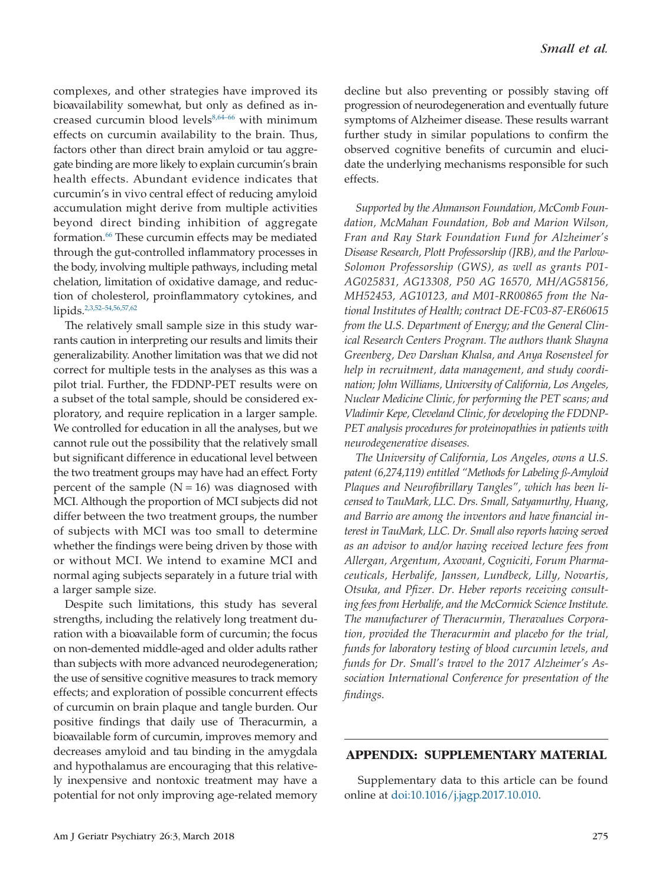complexes, and other strategies have improved its bioavailability somewhat, but only as defined as increased curcumin blood levels[8,64–66] with minimum effects on curcumin availability to the brain. Thus, factors other than direct brain amyloid or tau aggregate binding are more likely to explain curcumin's brain health effects. Abundant evidence indicates that curcumin's in vivo central effect of reducing amyloid accumulation might derive from multiple activities beyond direct binding inhibition of aggregate formation.[66] These curcumin effects may be mediated through the gut-controlled inflammatory processes in the body, involving multiple pathways, including metal chelation, limitation of oxidative damage, and reduction of cholesterol, proinflammatory cytokines, and lipids.[2,3,52–54,56,57,62]

The relatively small sample size in this study warrants caution in interpreting our results and limits their generalizability. Another limitation was that we did not correct for multiple tests in the analyses as this was a pilot trial. Further, the FDDNP-PET results were on a subset of the total sample, should be considered exploratory, and require replication in a larger sample. We controlled for education in all the analyses, but we cannot rule out the possibility that the relatively small but significant difference in educational level between the two treatment groups may have had an effect. Forty percent of the sample (N = 16) was diagnosed with MCI. Although the proportion of MCI subjects did not differ between the two treatment groups, the number of subjects with MCI was too small to determine whether the findings were being driven by those with or without MCI. We intend to examine MCI and normal aging subjects separately in a future trial with a larger sample size.

Despite such limitations, this study has several strengths, including the relatively long treatment duration with a bioavailable form of curcumin; the focus on non-demented middle-aged and older adults rather than subjects with more advanced neurodegeneration; the use of sensitive cognitive measures to track memory effects; and exploration of possible concurrent effects of curcumin on brain plaque and tangle burden. Our positive findings that daily use of Theracurmin, a bioavailable form of curcumin, improves memory and decreases amyloid and tau binding in the amygdala and hypothalamus are encouraging that this relatively inexpensive and nontoxic treatment may have a potential for not only improving age-related memory decline but also preventing or possibly staving off progression of neurodegeneration and eventually future symptoms of Alzheimer disease. These results warrant further study in similar populations to confirm the observed cognitive benefits of curcumin and elucidate the underlying mechanisms responsible for such effects.

*Supported by the Ahmanson Foundation, McComb Foundation, McMahan Foundation, Bob and Marion Wilson, Fran and Ray Stark Foundation Fund for Alzheimer's Disease Research, Plott Professorship (JRB), and the Parlow-Solomon Professorship (GWS), as well as grants P01-AG025831, AG13308, P50 AG 16570, MH/AG58156, MH52453, AG10123, and M01-RR00865 from the National Institutes of Health; contract DE-FC03-87-ER60615 from the U.S. Department of Energy; and the General Clinical Research Centers Program. The authors thank Shayna Greenberg, Dev Darshan Khalsa, and Anya Rosensteel for help in recruitment, data management, and study coordination; John Williams, University of California, Los Angeles, Nuclear Medicine Clinic, for performing the PET scans; and Vladimir Kepe, Cleveland Clinic, for developing the FDDNP-PET analysis procedures for proteinopathies in patients with neurodegenerative diseases.*

*The University of California, Los Angeles, owns a U.S. patent (6,274,119) entitled "Methods for Labeling ß-Amyloid Plaques and Neurofibrillary Tangles", which has been licensed to TauMark, LLC. Drs. Small, Satyamurthy, Huang, and Barrio are among the inventors and have financial interest in TauMark, LLC. Dr. Small also reports having served as an advisor to and/or having received lecture fees from Allergan, Argentum, Axovant, Cogniciti, Forum Pharmaceuticals, Herbalife, Janssen, Lundbeck, Lilly, Novartis, Otsuka, and Pfizer. Dr. Heber reports receiving consulting fees from Herbalife, and the McCormick Science Institute. The manufacturer of Theracurmin, Theravalues Corporation, provided the Theracurmin and placebo for the trial, funds for laboratory testing of blood curcumin levels, and funds for Dr. Small's travel to the 2017 Alzheimer's Association International Conference for presentation of the findings.*

## APPENDIX: SUPPLEMENTARY MATERIAL

Supplementary data to this article can be found online at doi:10.1016/j.jagp.2017.10.010.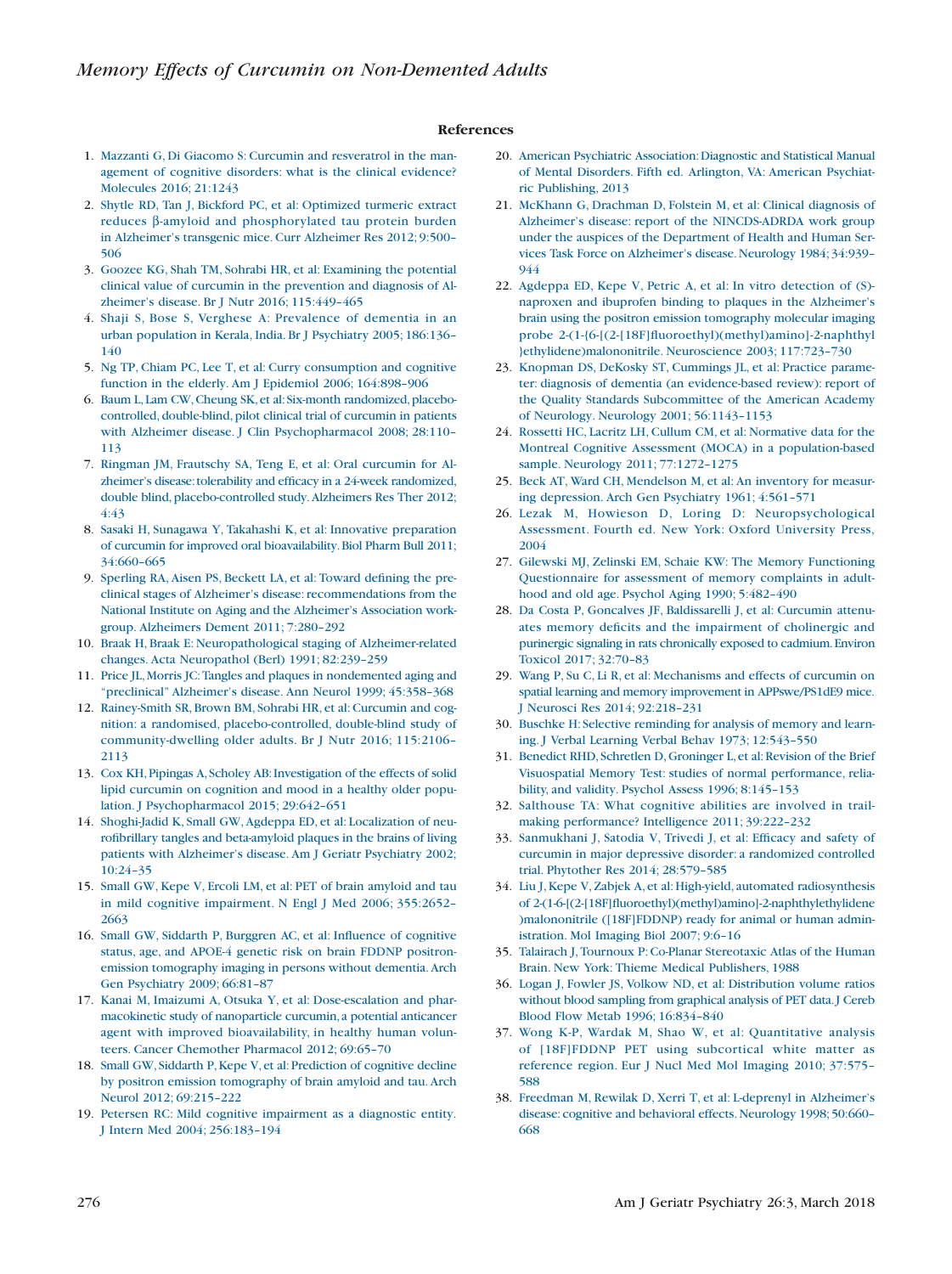## References

1. Mazzanti G, Di Giacomo S: Curcumin and resveratrol in the management of cognitive disorders: what is the clinical evidence? Molecules 2016; 21:1243
2. Shytle RD, Tan J, Bickford PC, et al: Optimized turmeric extract reduces β-amyloid and phosphorylated tau protein burden in Alzheimer's transgenic mice. Curr Alzheimer Res 2012; 9:500–506
3. Goozee KG, Shah TM, Sohrabi HR, et al: Examining the potential clinical value of curcumin in the prevention and diagnosis of Alzheimer's disease. Br J Nutr 2016; 115:449–465
4. Shaji S, Bose S, Verghese A: Prevalence of dementia in an urban population in Kerala, India. Br J Psychiatry 2005; 186:136–140
5. Ng TP, Chiam PC, Lee T, et al: Curry consumption and cognitive function in the elderly. Am J Epidemiol 2006; 164:898–906
6. Baum L, Lam CW, Cheung SK, et al: Six-month randomized, placebo-controlled, double-blind, pilot clinical trial of curcumin in patients with Alzheimer disease. J Clin Psychopharmacol 2008; 28:110–113
7. Ringman JM, Frautschy SA, Teng E, et al: Oral curcumin for Alzheimer's disease: tolerability and efficacy in a 24-week randomized, double blind, placebo-controlled study. Alzheimers Res Ther 2012; 4:43
8. Sasaki H, Sunagawa Y, Takahashi K, et al: Innovative preparation of curcumin for improved oral bioavailability. Biol Pharm Bull 2011; 34:660–665
9. Sperling RA, Aisen PS, Beckett LA, et al: Toward defining the preclinical stages of Alzheimer's disease: recommendations from the National Institute on Aging and the Alzheimer's Association workgroup. Alzheimers Dement 2011; 7:280–292
10. Braak H, Braak E: Neuropathological staging of Alzheimer-related changes. Acta Neuropathol (Berl) 1991; 82:239–259
11. Price JL, Morris JC: Tangles and plaques in nondemented aging and "preclinical" Alzheimer's disease. Ann Neurol 1999; 45:358–368
12. Rainey-Smith SR, Brown BM, Sohrabi HR, et al: Curcumin and cognition: a randomised, placebo-controlled, double-blind study of community-dwelling older adults. Br J Nutr 2016; 115:2106–2113
13. Cox KH, Pipingas A, Scholey AB: Investigation of the effects of solid lipid curcumin on cognition and mood in a healthy older population. J Psychopharmacol 2015; 29:642–651
14. Shoghi-Jadid K, Small GW, Agdeppa ED, et al: Localization of neurofibrillary tangles and beta-amyloid plaques in the brains of living patients with Alzheimer's disease. Am J Geriatr Psychiatry 2002; 10:24–35
15. Small GW, Kepe V, Ercoli LM, et al: PET of brain amyloid and tau in mild cognitive impairment. N Engl J Med 2006; 355:2652–2663
16. Small GW, Siddarth P, Burggren AC, et al: Influence of cognitive status, age, and APOE-4 genetic risk on brain FDDNP positron-emission tomography imaging in persons without dementia. Arch Gen Psychiatry 2009; 66:81–87
17. Kanai M, Imaizumi A, Otsuka Y, et al: Dose-escalation and pharmacokinetic study of nanoparticle curcumin, a potential anticancer agent with improved bioavailability, in healthy human volunteers. Cancer Chemother Pharmacol 2012; 69:65–70
18. Small GW, Siddarth P, Kepe V, et al: Prediction of cognitive decline by positron emission tomography of brain amyloid and tau. Arch Neurol 2012; 69:215–222
19. Petersen RC: Mild cognitive impairment as a diagnostic entity. J Intern Med 2004; 256:183–194
20. American Psychiatric Association: Diagnostic and Statistical Manual of Mental Disorders. Fifth ed. Arlington, VA: American Psychiatric Publishing, 2013
21. McKhann G, Drachman D, Folstein M, et al: Clinical diagnosis of Alzheimer's disease: report of the NINCDS-ADRDA work group under the auspices of the Department of Health and Human Services Task Force on Alzheimer's disease. Neurology 1984; 34:939–944
22. Agdeppa ED, Kepe V, Petric A, et al: In vitro detection of (S)-naproxen and ibuprofen binding to plaques in the Alzheimer's brain using the positron emission tomography molecular imaging probe 2-(1-{6-[(2-[18F]fluoroethyl)(methyl)amino]-2-naphthyl}ethylidene)malononitrile. Neuroscience 2003; 117:723–730
23. Knopman DS, DeKosky ST, Cummings JL, et al: Practice parameter: diagnosis of dementia (an evidence-based review): report of the Quality Standards Subcommittee of the American Academy of Neurology. Neurology 2001; 56:1143–1153
24. Rossetti HC, Lacritz LH, Cullum CM, et al: Normative data for the Montreal Cognitive Assessment (MOCA) in a population-based sample. Neurology 2011; 77:1272–1275
25. Beck AT, Ward CH, Mendelson M, et al: An inventory for measuring depression. Arch Gen Psychiatry 1961; 4:561–571
26. Lezak M, Howieson D, Loring D: Neuropsychological Assessment. Fourth ed. New York: Oxford University Press, 2004
27. Gilewski MJ, Zelinski EM, Schaie KW: The Memory Functioning Questionnaire for assessment of memory complaints in adulthood and old age. Psychol Aging 1990; 5:482–490
28. Da Costa P, Goncalves JF, Baldissarelli J, et al: Curcumin attenuates memory deficits and the impairment of cholinergic and purinergic signaling in rats chronically exposed to cadmium. Environ Toxicol 2017; 32:70–83
29. Wang P, Su C, Li R, et al: Mechanisms and effects of curcumin on spatial learning and memory improvement in APPswe/PS1dE9 mice. J Neurosci Res 2014; 92:218–231
30. Buschke H: Selective reminding for analysis of memory and learning. J Verbal Learning Verbal Behav 1973; 12:543–550
31. Benedict RHD, Schretlen D, Groninger L, et al: Revision of the Brief Visuospatial Memory Test: studies of normal performance, reliability, and validity. Psychol Assess 1996; 8:145–153
32. Salthouse TA: What cognitive abilities are involved in trail-making performance? Intelligence 2011; 39:222–232
33. Sanmukhani J, Satodia V, Trivedi J, et al: Efficacy and safety of curcumin in major depressive disorder: a randomized controlled trial. Phytother Res 2014; 28:579–585
34. Liu J, Kepe V, Zabjek A, et al: High-yield, automated radiosynthesis of 2-(1-6-[(2-[18F]fluoroethyl)(methyl)amino]-2-naphthylethylidene)malononitrile ([18F]FDDNP) ready for animal or human administration. Mol Imaging Biol 2007; 9:6–16
35. Talairach J, Tournoux P: Co-Planar Stereotaxic Atlas of the Human Brain. New York: Thieme Medical Publishers, 1988
36. Logan J, Fowler JS, Volkow ND, et al: Distribution volume ratios without blood sampling from graphical analysis of PET data. J Cereb Blood Flow Metab 1996; 16:834–840
37. Wong K-P, Wardak M, Shao W, et al: Quantitative analysis of [18F]FDDNP PET using subcortical white matter as reference region. Eur J Nucl Med Mol Imaging 2010; 37:575–588
38. Freedman M, Rewilak D, Xerri T, et al: L-deprenyl in Alzheimer's disease: cognitive and behavioral effects. Neurology 1998; 50:660–668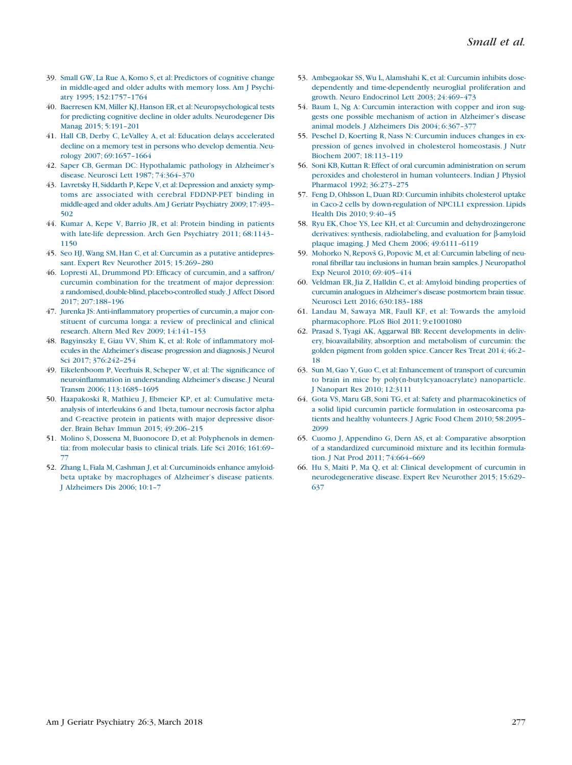39. Small GW, La Rue A, Komo S, et al: Predictors of cognitive change in middle-aged and older adults with memory loss. Am J Psychiatry 1995; 152:1757–1764
40. Baerresen KM, Miller KJ, Hanson ER, et al: Neuropsychological tests for predicting cognitive decline in older adults. Neurodegener Dis Manag 2015; 5:191–201
41. Hall CB, Derby C, LeValley A, et al: Education delays accelerated decline on a memory test in persons who develop dementia. Neurology 2007; 69:1657–1664
42. Saper CB, German DC: Hypothalamic pathology in Alzheimer's disease. Neurosci Lett 1987; 74:364–370
43. Lavretsky H, Siddarth P, Kepe V, et al: Depression and anxiety symptoms are associated with cerebral FDDNP-PET binding in middle-aged and older adults. Am J Geriatr Psychiatry 2009; 17:493–502
44. Kumar A, Kepe V, Barrio JR, et al: Protein binding in patients with late-life depression. Arch Gen Psychiatry 2011; 68:1143–1150
45. Seo HJ, Wang SM, Han C, et al: Curcumin as a putative antidepressant. Expert Rev Neurother 2015; 15:269–280
46. Lopresti AL, Drummond PD: Efficacy of curcumin, and a saffron/curcumin combination for the treatment of major depression: a randomised, double-blind, placebo-controlled study. J Affect Disord 2017; 207:188–196
47. Jurenka JS: Anti-inflammatory properties of curcumin, a major constituent of curcuma longa: a review of preclinical and clinical research. Altern Med Rev 2009; 14:141–153
48. Bagyinszky E, Giau VV, Shim K, et al: Role of inflammatory molecules in the Alzheimer's disease progression and diagnosis. J Neurol Sci 2017; 376:242–254
49. Eikelenboom P, Veerhuis R, Scheper W, et al: The significance of neuroinflammation in understanding Alzheimer's disease. J Neural Transm 2006; 113:1685–1695
50. Haapakoski R, Mathieu J, Ebmeier KP, et al: Cumulative meta-analysis of interleukins 6 and 1beta, tumour necrosis factor alpha and C-reactive protein in patients with major depressive disorder. Brain Behav Immun 2015; 49:206–215
51. Molino S, Dossena M, Buonocore D, et al: Polyphenols in dementia: from molecular basis to clinical trials. Life Sci 2016; 161:69–77
52. Zhang L, Fiala M, Cashman J, et al: Curcuminoids enhance amyloid-beta uptake by macrophages of Alzheimer's disease patients. J Alzheimers Dis 2006; 10:1–7
53. Ambegaokar SS, Wu L, Alamshahi K, et al: Curcumin inhibits dose-dependently and time-dependently neuroglial proliferation and growth. Neuro Endocrinol Lett 2003; 24:469–473
54. Baum L, Ng A: Curcumin interaction with copper and iron suggests one possible mechanism of action in Alzheimer's disease animal models. J Alzheimers Dis 2004; 6:367–377
55. Peschel D, Koerting R, Nass N: Curcumin induces changes in expression of genes involved in cholesterol homeostasis. J Nutr Biochem 2007; 18:113–119
56. Soni KB, Kuttan R: Effect of oral curcumin administration on serum peroxides and cholesterol in human volunteers. Indian J Physiol Pharmacol 1992; 36:273–275
57. Feng D, Ohlsson L, Duan RD: Curcumin inhibits cholesterol uptake in Caco-2 cells by down-regulation of NPC1L1 expression. Lipids Health Dis 2010; 9:40–45
58. Ryu EK, Choe YS, Lee KH, et al: Curcumin and dehydrozingerone derivatives: synthesis, radiolabeling, and evaluation for β-amyloid plaque imaging. J Med Chem 2006; 49:6111–6119
59. Mohorko N, Repovš G, Popovic M, et al: Curcumin labeling of neuronal fibrillar tau inclusions in human brain samples. J Neuropathol Exp Neurol 2010; 69:405–414
60. Veldman ER, Jia Z, Halldin C, et al: Amyloid binding properties of curcumin analogues in Alzheimer's disease postmortem brain tissue. Neurosci Lett 2016; 630:183–188
61. Landau M, Sawaya MR, Faull KF, et al: Towards the amyloid pharmacophore. PLoS Biol 2011; 9:e1001080
62. Prasad S, Tyagi AK, Aggarwal BB: Recent developments in delivery, bioavailability, absorption and metabolism of curcumin: the golden pigment from golden spice. Cancer Res Treat 2014; 46:2–18
63. Sun M, Gao Y, Guo C, et al: Enhancement of transport of curcumin to brain in mice by poly(n-butylcyanoacrylate) nanoparticle. J Nanopart Res 2010; 12:3111
64. Gota VS, Maru GB, Soni TG, et al: Safety and pharmacokinetics of a solid lipid curcumin particle formulation in osteosarcoma patients and healthy volunteers. J Agric Food Chem 2010; 58:2095–2099
65. Cuomo J, Appendino G, Dern AS, et al: Comparative absorption of a standardized curcuminoid mixture and its lecithin formulation. J Nat Prod 2011; 74:664–669
66. Hu S, Maiti P, Ma Q, et al: Clinical development of curcumin in neurodegenerative disease. Expert Rev Neurother 2015; 15:629–637